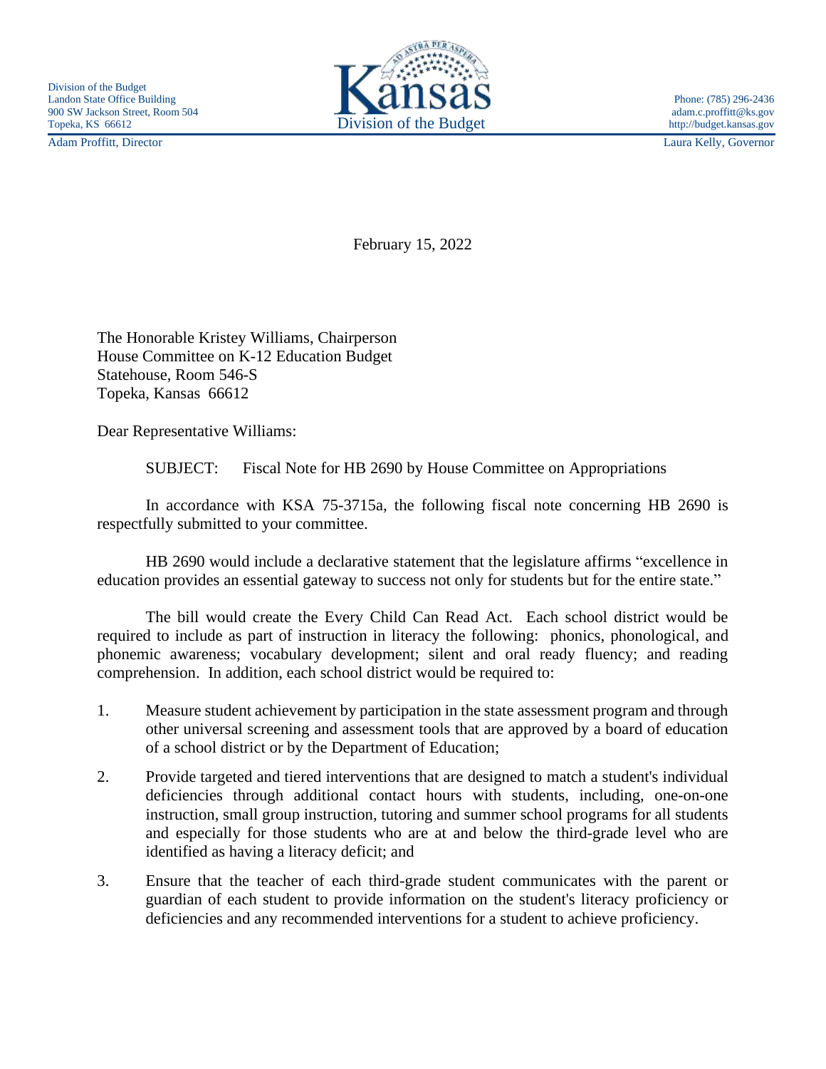Division of the Budget
Landon State Office Building
900 SW Jackson Street, Room 504
Topeka, KS 66612

Kansas
Division of the Budget

Phone: (785) 296-2436
adam.c.proffitt@ks.gov
http://budget.kansas.gov

Adam Proffitt, Director | Laura Kelly, Governor

February 15, 2022

The Honorable Kristey Williams, Chairperson
House Committee on K-12 Education Budget
Statehouse, Room 546-S
Topeka, Kansas 66612

Dear Representative Williams:

SUBJECT: Fiscal Note for HB 2690 by House Committee on Appropriations

In accordance with KSA 75-3715a, the following fiscal note concerning HB 2690 is respectfully submitted to your committee.

HB 2690 would include a declarative statement that the legislature affirms "excellence in education provides an essential gateway to success not only for students but for the entire state."

The bill would create the Every Child Can Read Act. Each school district would be required to include as part of instruction in literacy the following: phonics, phonological, and phonemic awareness; vocabulary development; silent and oral ready fluency; and reading comprehension. In addition, each school district would be required to:

1. Measure student achievement by participation in the state assessment program and through other universal screening and assessment tools that are approved by a board of education of a school district or by the Department of Education;
2. Provide targeted and tiered interventions that are designed to match a student's individual deficiencies through additional contact hours with students, including, one-on-one instruction, small group instruction, tutoring and summer school programs for all students and especially for those students who are at and below the third-grade level who are identified as having a literacy deficit; and
3. Ensure that the teacher of each third-grade student communicates with the parent or guardian of each student to provide information on the student's literacy proficiency or deficiencies and any recommended interventions for a student to achieve proficiency.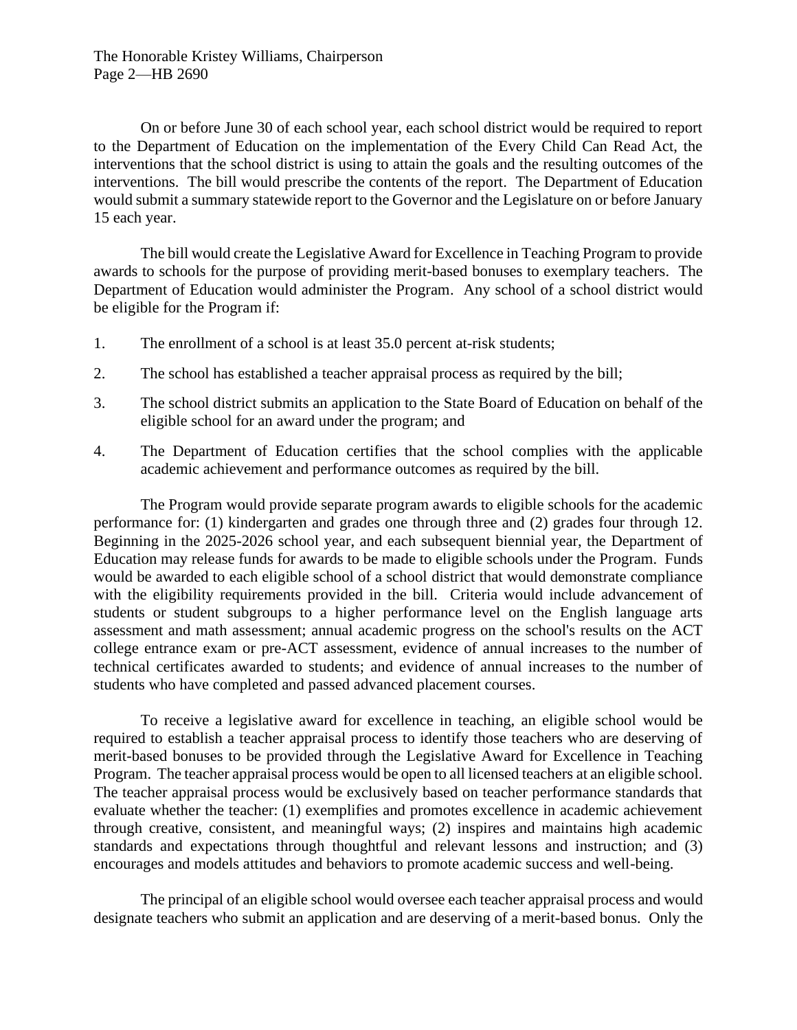On or before June 30 of each school year, each school district would be required to report to the Department of Education on the implementation of the Every Child Can Read Act, the interventions that the school district is using to attain the goals and the resulting outcomes of the interventions. The bill would prescribe the contents of the report. The Department of Education would submit a summary statewide report to the Governor and the Legislature on or before January 15 each year.

The bill would create the Legislative Award for Excellence in Teaching Program to provide awards to schools for the purpose of providing merit-based bonuses to exemplary teachers. The Department of Education would administer the Program. Any school of a school district would be eligible for the Program if:

1. The enrollment of a school is at least 35.0 percent at-risk students;
2. The school has established a teacher appraisal process as required by the bill;
3. The school district submits an application to the State Board of Education on behalf of the eligible school for an award under the program; and
4. The Department of Education certifies that the school complies with the applicable academic achievement and performance outcomes as required by the bill.

The Program would provide separate program awards to eligible schools for the academic performance for: (1) kindergarten and grades one through three and (2) grades four through 12. Beginning in the 2025-2026 school year, and each subsequent biennial year, the Department of Education may release funds for awards to be made to eligible schools under the Program. Funds would be awarded to each eligible school of a school district that would demonstrate compliance with the eligibility requirements provided in the bill. Criteria would include advancement of students or student subgroups to a higher performance level on the English language arts assessment and math assessment; annual academic progress on the school's results on the ACT college entrance exam or pre-ACT assessment, evidence of annual increases to the number of technical certificates awarded to students; and evidence of annual increases to the number of students who have completed and passed advanced placement courses.

To receive a legislative award for excellence in teaching, an eligible school would be required to establish a teacher appraisal process to identify those teachers who are deserving of merit-based bonuses to be provided through the Legislative Award for Excellence in Teaching Program. The teacher appraisal process would be open to all licensed teachers at an eligible school. The teacher appraisal process would be exclusively based on teacher performance standards that evaluate whether the teacher: (1) exemplifies and promotes excellence in academic achievement through creative, consistent, and meaningful ways; (2) inspires and maintains high academic standards and expectations through thoughtful and relevant lessons and instruction; and (3) encourages and models attitudes and behaviors to promote academic success and well-being.

The principal of an eligible school would oversee each teacher appraisal process and would designate teachers who submit an application and are deserving of a merit-based bonus. Only the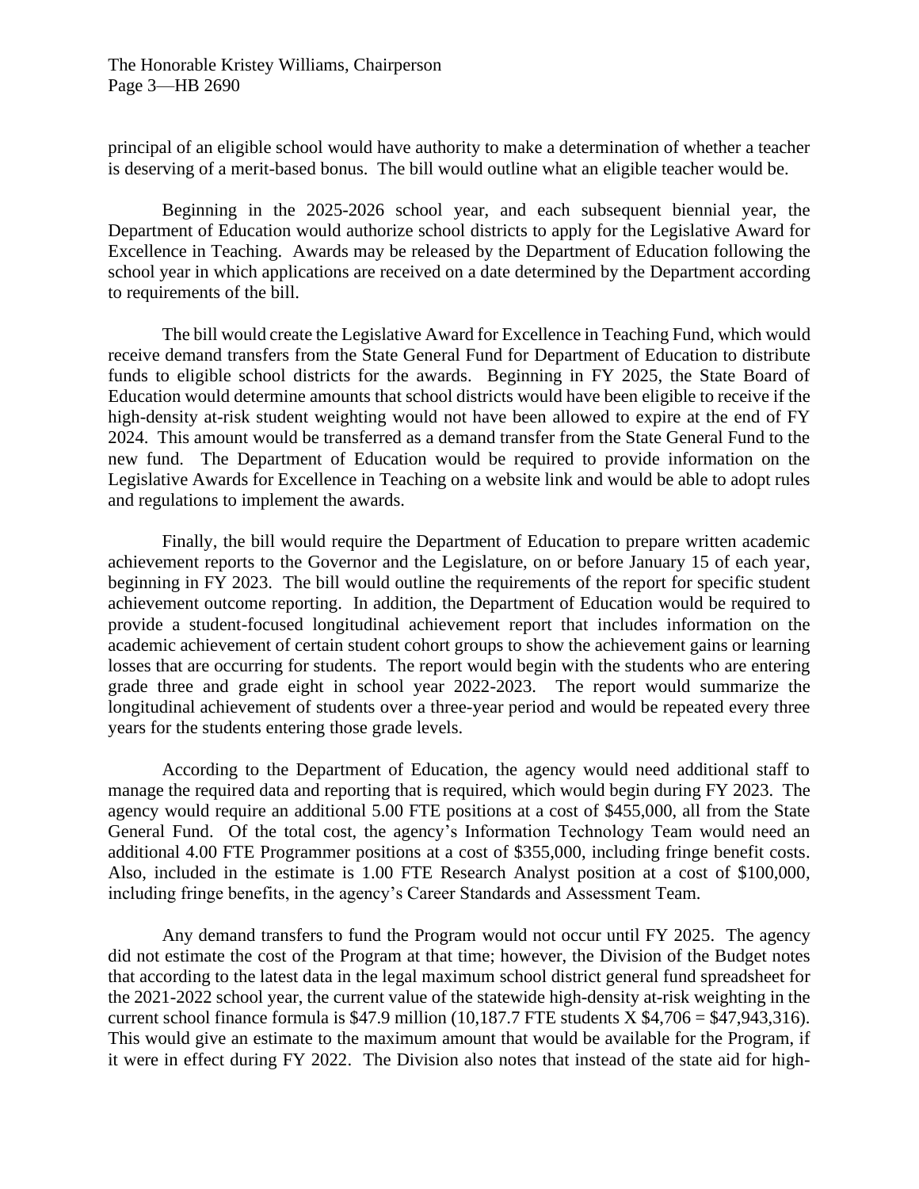principal of an eligible school would have authority to make a determination of whether a teacher is deserving of a merit-based bonus. The bill would outline what an eligible teacher would be.

Beginning in the 2025-2026 school year, and each subsequent biennial year, the Department of Education would authorize school districts to apply for the Legislative Award for Excellence in Teaching. Awards may be released by the Department of Education following the school year in which applications are received on a date determined by the Department according to requirements of the bill.

The bill would create the Legislative Award for Excellence in Teaching Fund, which would receive demand transfers from the State General Fund for Department of Education to distribute funds to eligible school districts for the awards. Beginning in FY 2025, the State Board of Education would determine amounts that school districts would have been eligible to receive if the high-density at-risk student weighting would not have been allowed to expire at the end of FY 2024. This amount would be transferred as a demand transfer from the State General Fund to the new fund. The Department of Education would be required to provide information on the Legislative Awards for Excellence in Teaching on a website link and would be able to adopt rules and regulations to implement the awards.

Finally, the bill would require the Department of Education to prepare written academic achievement reports to the Governor and the Legislature, on or before January 15 of each year, beginning in FY 2023. The bill would outline the requirements of the report for specific student achievement outcome reporting. In addition, the Department of Education would be required to provide a student-focused longitudinal achievement report that includes information on the academic achievement of certain student cohort groups to show the achievement gains or learning losses that are occurring for students. The report would begin with the students who are entering grade three and grade eight in school year 2022-2023. The report would summarize the longitudinal achievement of students over a three-year period and would be repeated every three years for the students entering those grade levels.

According to the Department of Education, the agency would need additional staff to manage the required data and reporting that is required, which would begin during FY 2023. The agency would require an additional 5.00 FTE positions at a cost of $455,000, all from the State General Fund. Of the total cost, the agency's Information Technology Team would need an additional 4.00 FTE Programmer positions at a cost of $355,000, including fringe benefit costs. Also, included in the estimate is 1.00 FTE Research Analyst position at a cost of $100,000, including fringe benefits, in the agency's Career Standards and Assessment Team.

Any demand transfers to fund the Program would not occur until FY 2025. The agency did not estimate the cost of the Program at that time; however, the Division of the Budget notes that according to the latest data in the legal maximum school district general fund spreadsheet for the 2021-2022 school year, the current value of the statewide high-density at-risk weighting in the current school finance formula is $47.9 million (10,187.7 FTE students X $4,706 = $47,943,316). This would give an estimate to the maximum amount that would be available for the Program, if it were in effect during FY 2022. The Division also notes that instead of the state aid for high-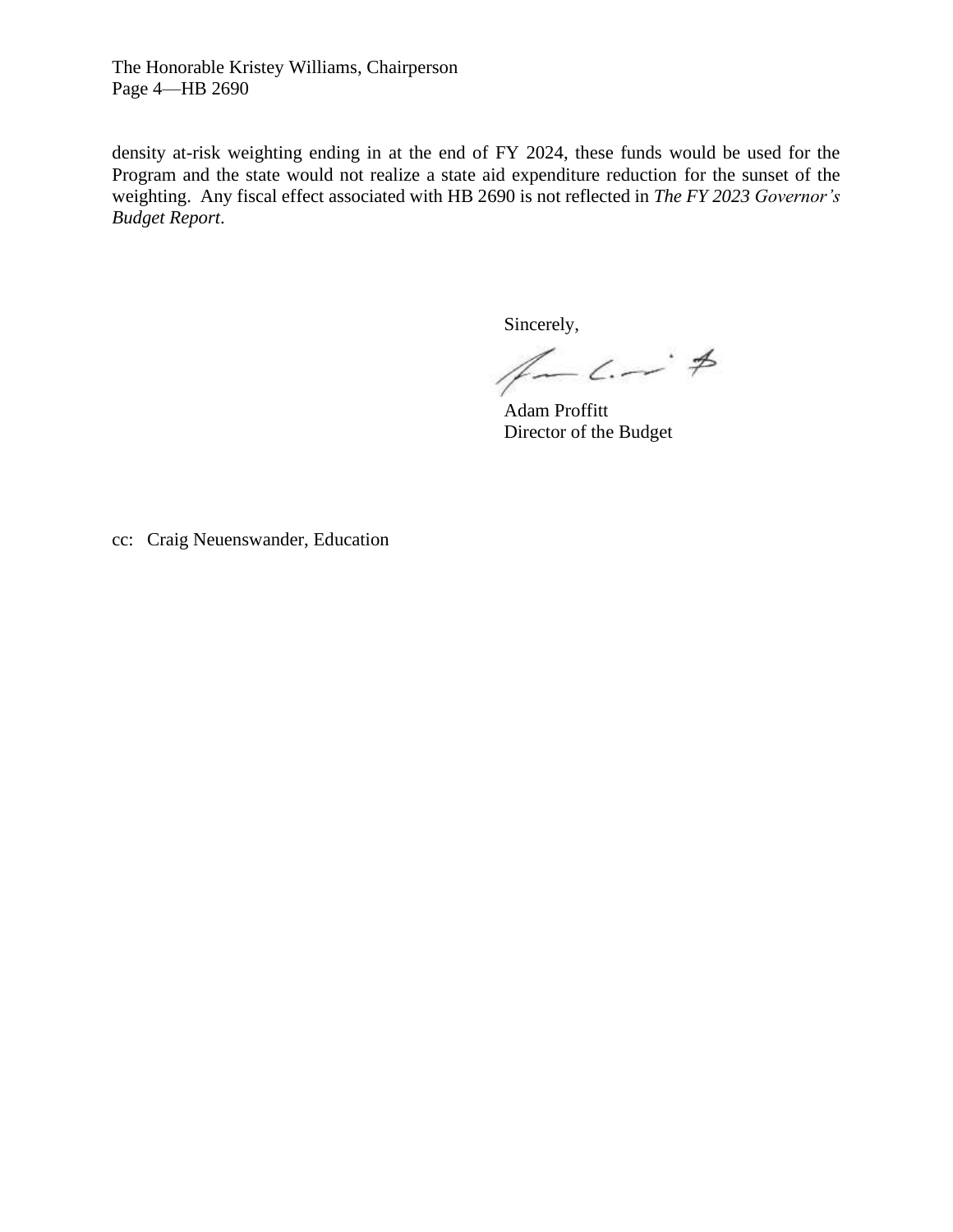density at-risk weighting ending in at the end of FY 2024, these funds would be used for the Program and the state would not realize a state aid expenditure reduction for the sunset of the weighting. Any fiscal effect associated with HB 2690 is not reflected in *The FY 2023 Governor's Budget Report*.

Sincerely,

Adam Proffitt
Director of the Budget

cc: Craig Neuenswander, Education